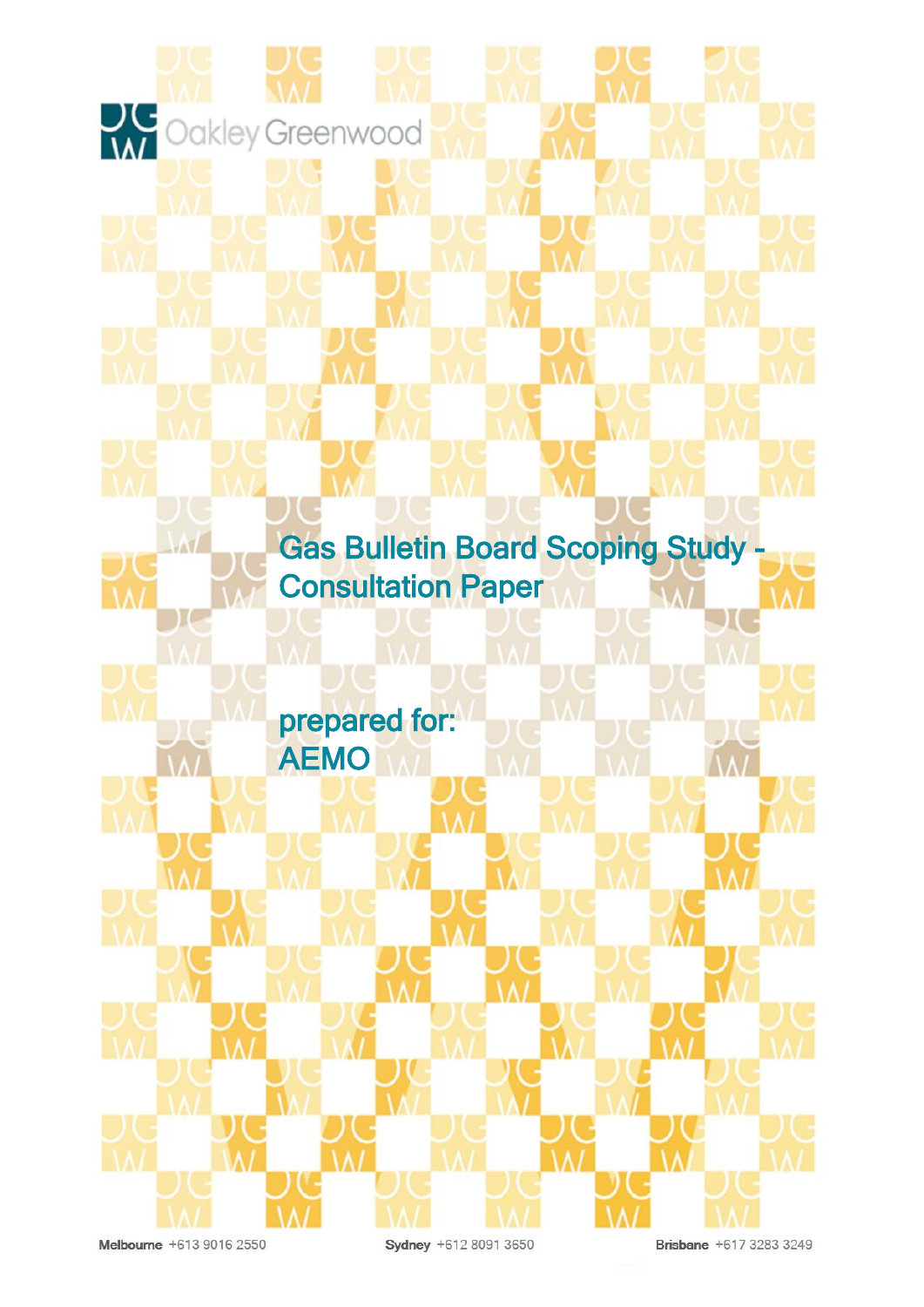Oakley Greenwood

# Gas Bulletin Board Scoping Study - Consultation Paper

prepared for:
AEMO

**Melbourne** +613 9016 2550 **Sydney** +612 8091 3650 **Brisbane** +617 3283 3249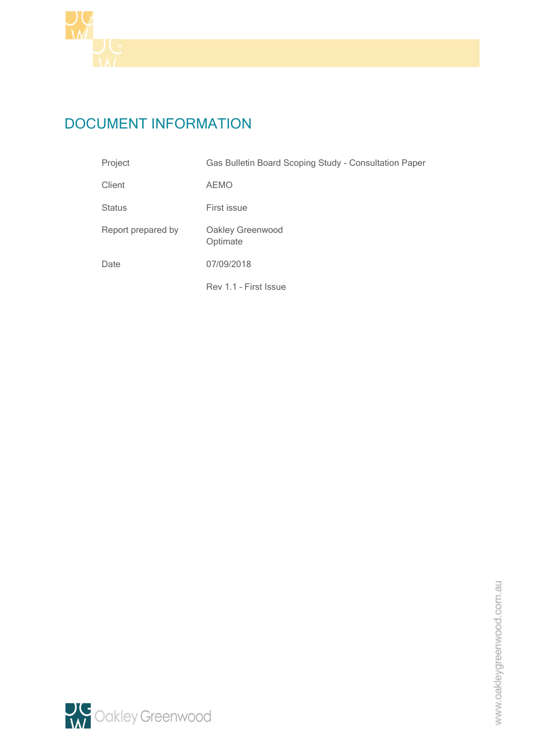# DOCUMENT INFORMATION

| | |
|---|---|
| Project | Gas Bulletin Board Scoping Study - Consultation Paper |
| Client | AEMO |
| Status | First issue |
| Report prepared by | Oakley Greenwood<br>Optimate |
| Date | 07/09/2018 |
| | Rev 1.1 – First Issue |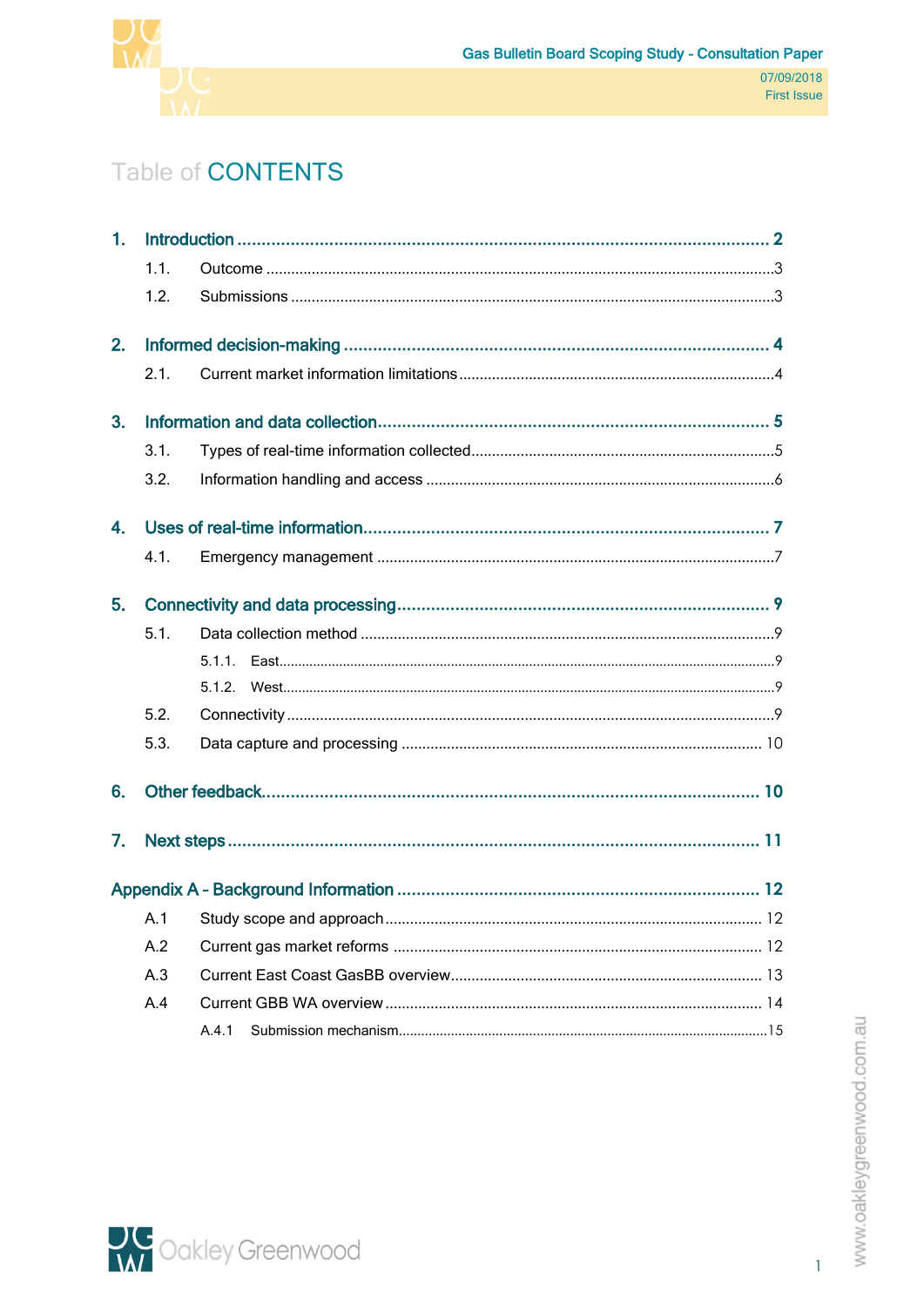# Table of CONTENTS

- **1. Introduction** ..... **2**
  - 1.1. Outcome ..... 3
  - 1.2. Submissions ..... 3
- **2. Informed decision-making** ..... **4**
  - 2.1. Current market information limitations ..... 4
- **3. Information and data collection** ..... **5**
  - 3.1. Types of real-time information collected ..... 5
  - 3.2. Information handling and access ..... 6
- **4. Uses of real-time information** ..... **7**
  - 4.1. Emergency management ..... 7
- **5. Connectivity and data processing** ..... **9**
  - 5.1. Data collection method ..... 9
    - 5.1.1. East ..... 9
    - 5.1.2. West ..... 9
  - 5.2. Connectivity ..... 9
  - 5.3. Data capture and processing ..... 10
- **6. Other feedback** ..... **10**
- **7. Next steps** ..... **11**
- **Appendix A – Background Information** ..... **12**
  - A.1 Study scope and approach ..... 12
  - A.2 Current gas market reforms ..... 12
  - A.3 Current East Coast GasBB overview ..... 13
  - A.4 Current GBB WA overview ..... 14
    - A.4.1 Submission mechanism ..... 15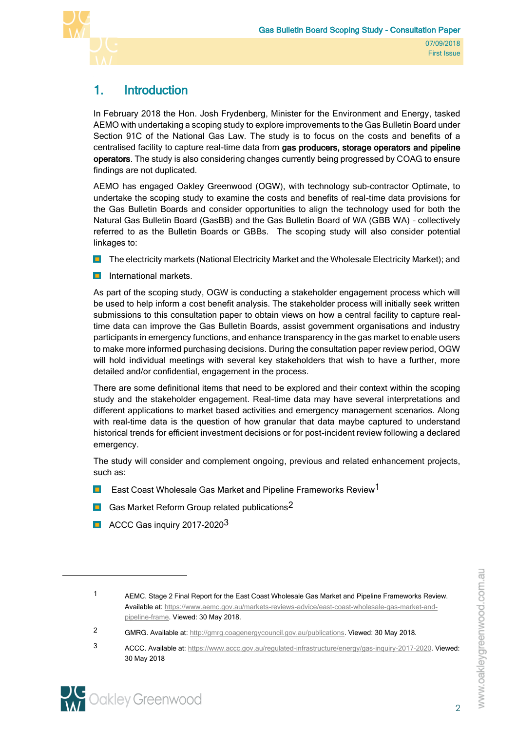# 1. Introduction

In February 2018 the Hon. Josh Frydenberg, Minister for the Environment and Energy, tasked AEMO with undertaking a scoping study to explore improvements to the Gas Bulletin Board under Section 91C of the National Gas Law. The study is to focus on the costs and benefits of a centralised facility to capture real-time data from **gas producers, storage operators and pipeline operators**. The study is also considering changes currently being progressed by COAG to ensure findings are not duplicated.

AEMO has engaged Oakley Greenwood (OGW), with technology sub-contractor Optimate, to undertake the scoping study to examine the costs and benefits of real-time data provisions for the Gas Bulletin Boards and consider opportunities to align the technology used for both the Natural Gas Bulletin Board (GasBB) and the Gas Bulletin Board of WA (GBB WA) – collectively referred to as the Bulletin Boards or GBBs. The scoping study will also consider potential linkages to:

- The electricity markets (National Electricity Market and the Wholesale Electricity Market); and
- International markets.

As part of the scoping study, OGW is conducting a stakeholder engagement process which will be used to help inform a cost benefit analysis. The stakeholder process will initially seek written submissions to this consultation paper to obtain views on how a central facility to capture real-time data can improve the Gas Bulletin Boards, assist government organisations and industry participants in emergency functions, and enhance transparency in the gas market to enable users to make more informed purchasing decisions. During the consultation paper review period, OGW will hold individual meetings with several key stakeholders that wish to have a further, more detailed and/or confidential, engagement in the process.

There are some definitional items that need to be explored and their context within the scoping study and the stakeholder engagement. Real-time data may have several interpretations and different applications to market based activities and emergency management scenarios. Along with real-time data is the question of how granular that data maybe captured to understand historical trends for efficient investment decisions or for post-incident review following a declared emergency.

The study will consider and complement ongoing, previous and related enhancement projects, such as:

- East Coast Wholesale Gas Market and Pipeline Frameworks Review[1]
- Gas Market Reform Group related publications[2]
- ACCC Gas inquiry 2017-2020[3]

---

1 AEMC. Stage 2 Final Report for the East Coast Wholesale Gas Market and Pipeline Frameworks Review. Available at: https://www.aemc.gov.au/markets-reviews-advice/east-coast-wholesale-gas-market-and-pipeline-frame. Viewed: 30 May 2018.

2 GMRG. Available at: http://gmrg.coagenergycouncil.gov.au/publications. Viewed: 30 May 2018.

3 ACCC. Available at: https://www.accc.gov.au/regulated-infrastructure/energy/gas-inquiry-2017-2020. Viewed: 30 May 2018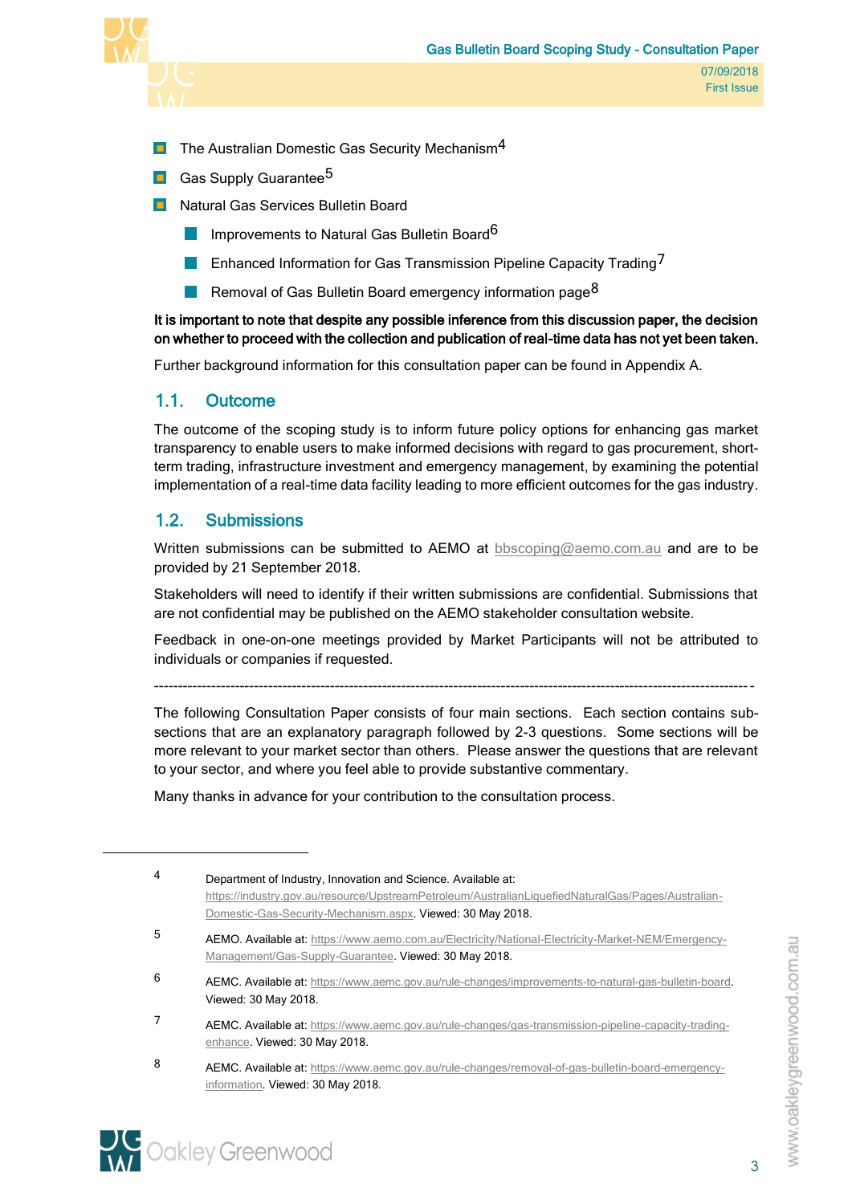- The Australian Domestic Gas Security Mechanism[4]
- Gas Supply Guarantee[5]
- Natural Gas Services Bulletin Board
  - Improvements to Natural Gas Bulletin Board[6]
  - Enhanced Information for Gas Transmission Pipeline Capacity Trading[7]
  - Removal of Gas Bulletin Board emergency information page[8]

**It is important to note that despite any possible inference from this discussion paper, the decision on whether to proceed with the collection and publication of real-time data has not yet been taken.**

Further background information for this consultation paper can be found in Appendix A.

## 1.1. Outcome

The outcome of the scoping study is to inform future policy options for enhancing gas market transparency to enable users to make informed decisions with regard to gas procurement, short-term trading, infrastructure investment and emergency management, by examining the potential implementation of a real-time data facility leading to more efficient outcomes for the gas industry.

## 1.2. Submissions

Written submissions can be submitted to AEMO at bbscoping@aemo.com.au and are to be provided by 21 September 2018.

Stakeholders will need to identify if their written submissions are confidential. Submissions that are not confidential may be published on the AEMO stakeholder consultation website.

Feedback in one-on-one meetings provided by Market Participants will not be attributed to individuals or companies if requested.

---

The following Consultation Paper consists of four main sections. Each section contains sub-sections that are an explanatory paragraph followed by 2-3 questions. Some sections will be more relevant to your market sector than others. Please answer the questions that are relevant to your sector, and where you feel able to provide substantive commentary.

Many thanks in advance for your contribution to the consultation process.

---

4 Department of Industry, Innovation and Science. Available at: https://industry.gov.au/resource/UpstreamPetroleum/AustralianLiquefiedNaturalGas/Pages/Australian-Domestic-Gas-Security-Mechanism.aspx. Viewed: 30 May 2018.

5 AEMO. Available at: https://www.aemo.com.au/Electricity/National-Electricity-Market-NEM/Emergency-Management/Gas-Supply-Guarantee. Viewed: 30 May 2018.

6 AEMC. Available at: https://www.aemc.gov.au/rule-changes/improvements-to-natural-gas-bulletin-board. Viewed: 30 May 2018.

7 AEMC. Available at: https://www.aemc.gov.au/rule-changes/gas-transmission-pipeline-capacity-trading-enhance. Viewed: 30 May 2018.

8 AEMC. Available at: https://www.aemc.gov.au/rule-changes/removal-of-gas-bulletin-board-emergency-information. Viewed: 30 May 2018.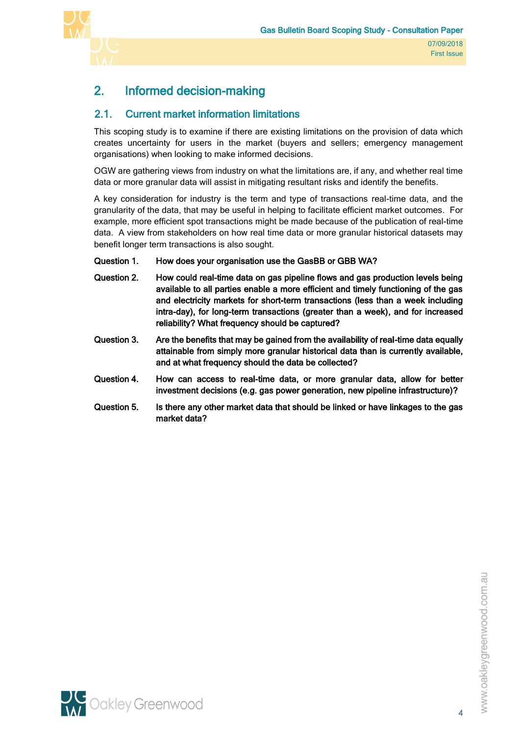# 2. Informed decision-making

## 2.1. Current market information limitations

This scoping study is to examine if there are existing limitations on the provision of data which creates uncertainty for users in the market (buyers and sellers; emergency management organisations) when looking to make informed decisions.

OGW are gathering views from industry on what the limitations are, if any, and whether real time data or more granular data will assist in mitigating resultant risks and identify the benefits.

A key consideration for industry is the term and type of transactions real-time data, and the granularity of the data, that may be useful in helping to facilitate efficient market outcomes. For example, more efficient spot transactions might be made because of the publication of real-time data. A view from stakeholders on how real time data or more granular historical datasets may benefit longer term transactions is also sought.

**Question 1.** **How does your organisation use the GasBB or GBB WA?**

**Question 2.** **How could real-time data on gas pipeline flows and gas production levels being available to all parties enable a more efficient and timely functioning of the gas and electricity markets for short-term transactions (less than a week including intra-day), for long-term transactions (greater than a week), and for increased reliability? What frequency should be captured?**

**Question 3.** **Are the benefits that may be gained from the availability of real-time data equally attainable from simply more granular historical data than is currently available, and at what frequency should the data be collected?**

**Question 4.** **How can access to real-time data, or more granular data, allow for better investment decisions (e.g. gas power generation, new pipeline infrastructure)?**

**Question 5.** **Is there any other market data that should be linked or have linkages to the gas market data?**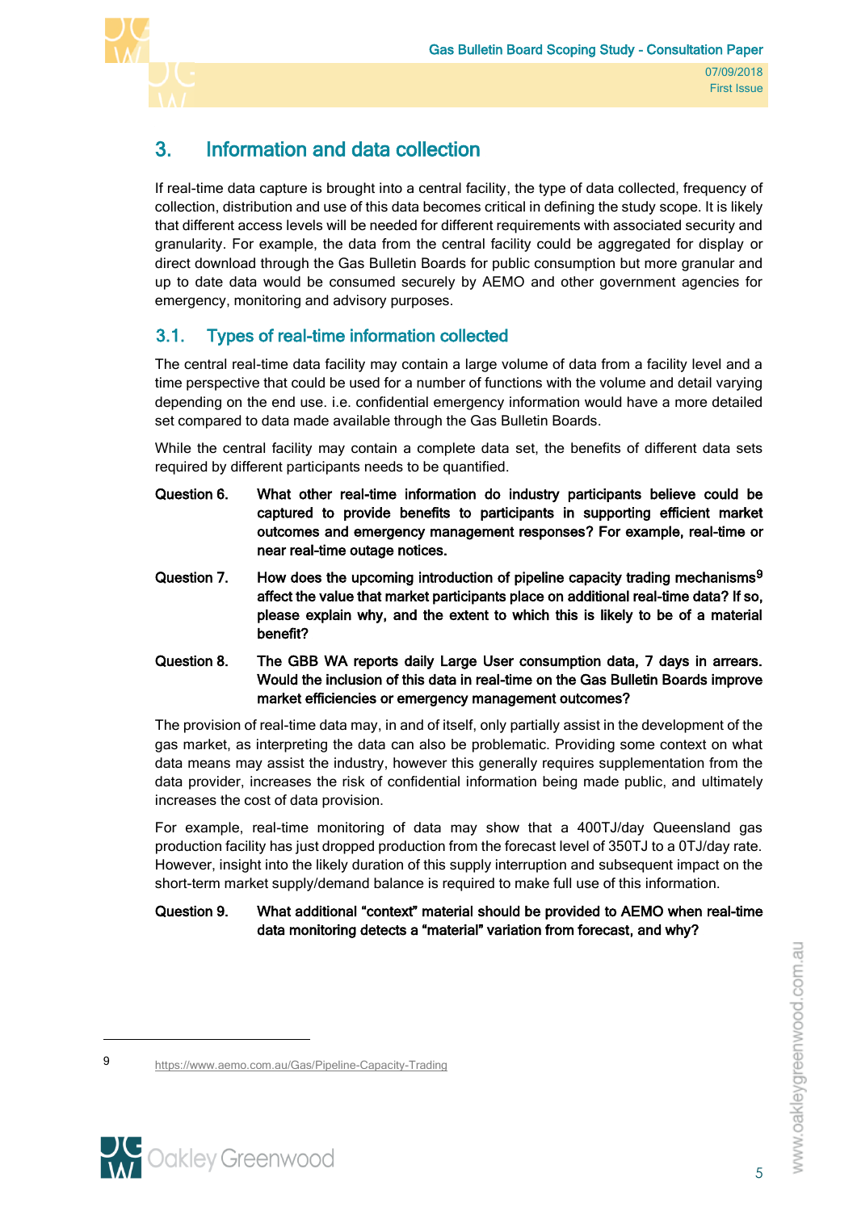# 3. Information and data collection

If real-time data capture is brought into a central facility, the type of data collected, frequency of collection, distribution and use of this data becomes critical in defining the study scope. It is likely that different access levels will be needed for different requirements with associated security and granularity. For example, the data from the central facility could be aggregated for display or direct download through the Gas Bulletin Boards for public consumption but more granular and up to date data would be consumed securely by AEMO and other government agencies for emergency, monitoring and advisory purposes.

## 3.1. Types of real-time information collected

The central real-time data facility may contain a large volume of data from a facility level and a time perspective that could be used for a number of functions with the volume and detail varying depending on the end use. i.e. confidential emergency information would have a more detailed set compared to data made available through the Gas Bulletin Boards.

While the central facility may contain a complete data set, the benefits of different data sets required by different participants needs to be quantified.

**Question 6. What other real-time information do industry participants believe could be captured to provide benefits to participants in supporting efficient market outcomes and emergency management responses? For example, real-time or near real-time outage notices.**

**Question 7. How does the upcoming introduction of pipeline capacity trading mechanisms[9] affect the value that market participants place on additional real-time data? If so, please explain why, and the extent to which this is likely to be of a material benefit?**

**Question 8. The GBB WA reports daily Large User consumption data, 7 days in arrears. Would the inclusion of this data in real-time on the Gas Bulletin Boards improve market efficiencies or emergency management outcomes?**

The provision of real-time data may, in and of itself, only partially assist in the development of the gas market, as interpreting the data can also be problematic. Providing some context on what data means may assist the industry, however this generally requires supplementation from the data provider, increases the risk of confidential information being made public, and ultimately increases the cost of data provision.

For example, real-time monitoring of data may show that a 400TJ/day Queensland gas production facility has just dropped production from the forecast level of 350TJ to a 0TJ/day rate. However, insight into the likely duration of this supply interruption and subsequent impact on the short-term market supply/demand balance is required to make full use of this information.

**Question 9. What additional "context" material should be provided to AEMO when real-time data monitoring detects a "material" variation from forecast, and why?**

---

9 https://www.aemo.com.au/Gas/Pipeline-Capacity-Trading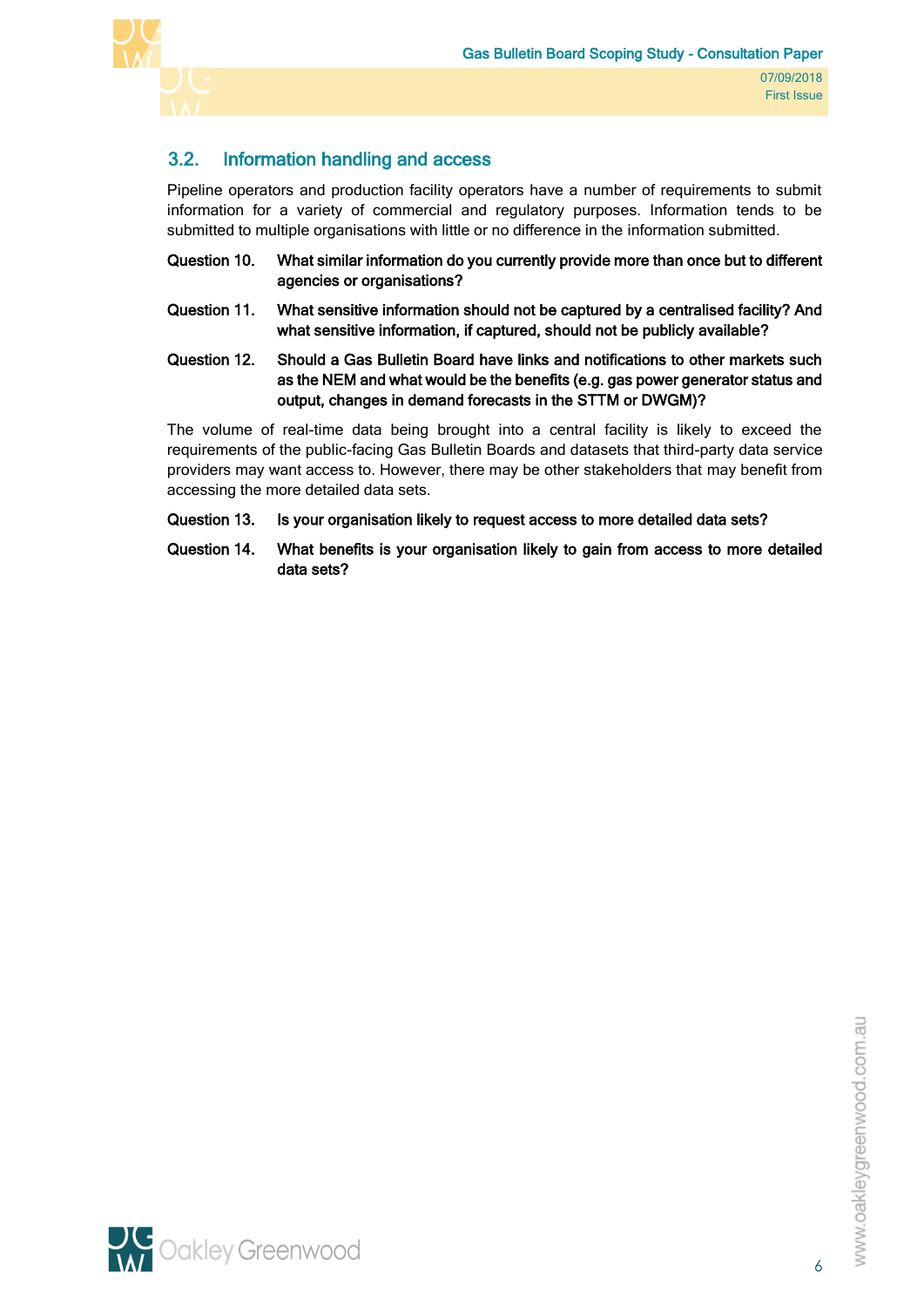## 3.2. Information handling and access

Pipeline operators and production facility operators have a number of requirements to submit information for a variety of commercial and regulatory purposes. Information tends to be submitted to multiple organisations with little or no difference in the information submitted.

**Question 10. What similar information do you currently provide more than once but to different agencies or organisations?**

**Question 11. What sensitive information should not be captured by a centralised facility? And what sensitive information, if captured, should not be publicly available?**

**Question 12. Should a Gas Bulletin Board have links and notifications to other markets such as the NEM and what would be the benefits (e.g. gas power generator status and output, changes in demand forecasts in the STTM or DWGM)?**

The volume of real-time data being brought into a central facility is likely to exceed the requirements of the public-facing Gas Bulletin Boards and datasets that third-party data service providers may want access to. However, there may be other stakeholders that may benefit from accessing the more detailed data sets.

**Question 13. Is your organisation likely to request access to more detailed data sets?**

**Question 14. What benefits is your organisation likely to gain from access to more detailed data sets?**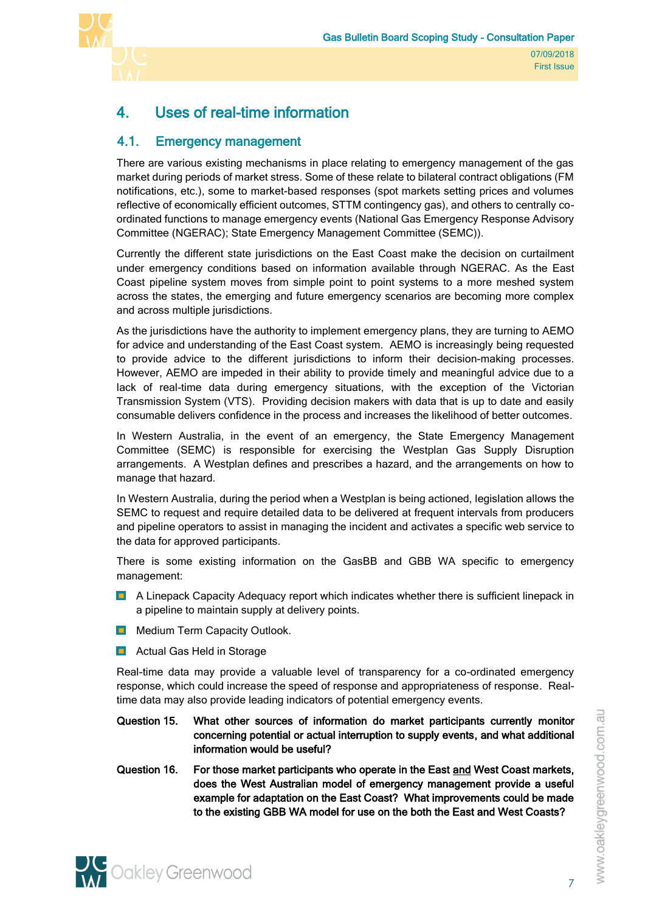# 4. Uses of real-time information

## 4.1. Emergency management

There are various existing mechanisms in place relating to emergency management of the gas market during periods of market stress. Some of these relate to bilateral contract obligations (FM notifications, etc.), some to market-based responses (spot markets setting prices and volumes reflective of economically efficient outcomes, STTM contingency gas), and others to centrally co-ordinated functions to manage emergency events (National Gas Emergency Response Advisory Committee (NGERAC); State Emergency Management Committee (SEMC)).

Currently the different state jurisdictions on the East Coast make the decision on curtailment under emergency conditions based on information available through NGERAC. As the East Coast pipeline system moves from simple point to point systems to a more meshed system across the states, the emerging and future emergency scenarios are becoming more complex and across multiple jurisdictions.

As the jurisdictions have the authority to implement emergency plans, they are turning to AEMO for advice and understanding of the East Coast system. AEMO is increasingly being requested to provide advice to the different jurisdictions to inform their decision-making processes. However, AEMO are impeded in their ability to provide timely and meaningful advice due to a lack of real-time data during emergency situations, with the exception of the Victorian Transmission System (VTS). Providing decision makers with data that is up to date and easily consumable delivers confidence in the process and increases the likelihood of better outcomes.

In Western Australia, in the event of an emergency, the State Emergency Management Committee (SEMC) is responsible for exercising the Westplan Gas Supply Disruption arrangements. A Westplan defines and prescribes a hazard, and the arrangements on how to manage that hazard.

In Western Australia, during the period when a Westplan is being actioned, legislation allows the SEMC to request and require detailed data to be delivered at frequent intervals from producers and pipeline operators to assist in managing the incident and activates a specific web service to the data for approved participants.

There is some existing information on the GasBB and GBB WA specific to emergency management:

- A Linepack Capacity Adequacy report which indicates whether there is sufficient linepack in a pipeline to maintain supply at delivery points.
- Medium Term Capacity Outlook.
- Actual Gas Held in Storage

Real-time data may provide a valuable level of transparency for a co-ordinated emergency response, which could increase the speed of response and appropriateness of response. Real-time data may also provide leading indicators of potential emergency events.

**Question 15. What other sources of information do market participants currently monitor concerning potential or actual interruption to supply events, and what additional information would be useful?**

**Question 16. For those market participants who operate in the East and West Coast markets, does the West Australian model of emergency management provide a useful example for adaptation on the East Coast? What improvements could be made to the existing GBB WA model for use on the both the East and West Coasts?**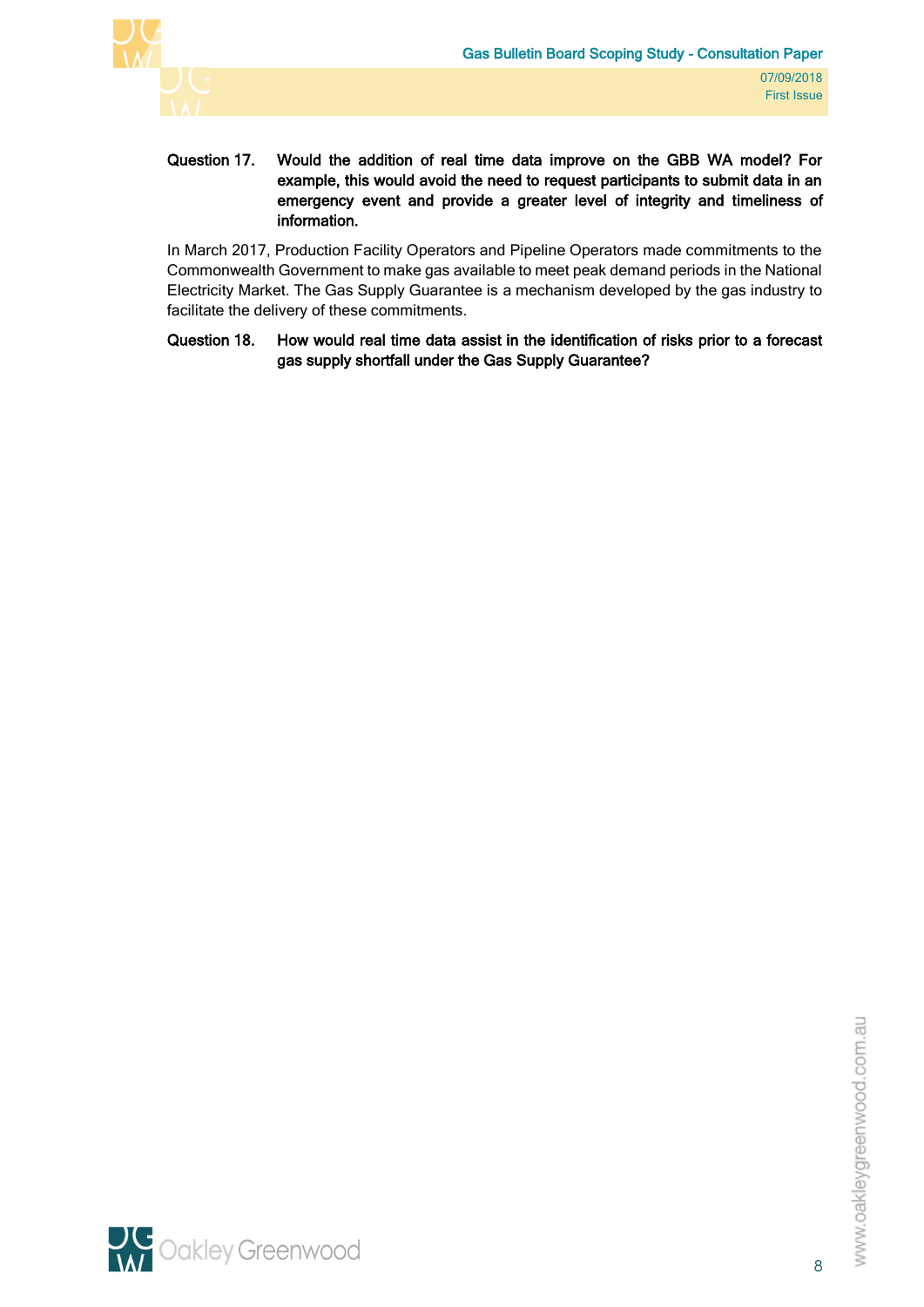**Question 17. Would the addition of real time data improve on the GBB WA model? For example, this would avoid the need to request participants to submit data in an emergency event and provide a greater level of integrity and timeliness of information.**

In March 2017, Production Facility Operators and Pipeline Operators made commitments to the Commonwealth Government to make gas available to meet peak demand periods in the National Electricity Market. The Gas Supply Guarantee is a mechanism developed by the gas industry to facilitate the delivery of these commitments.

**Question 18. How would real time data assist in the identification of risks prior to a forecast gas supply shortfall under the Gas Supply Guarantee?**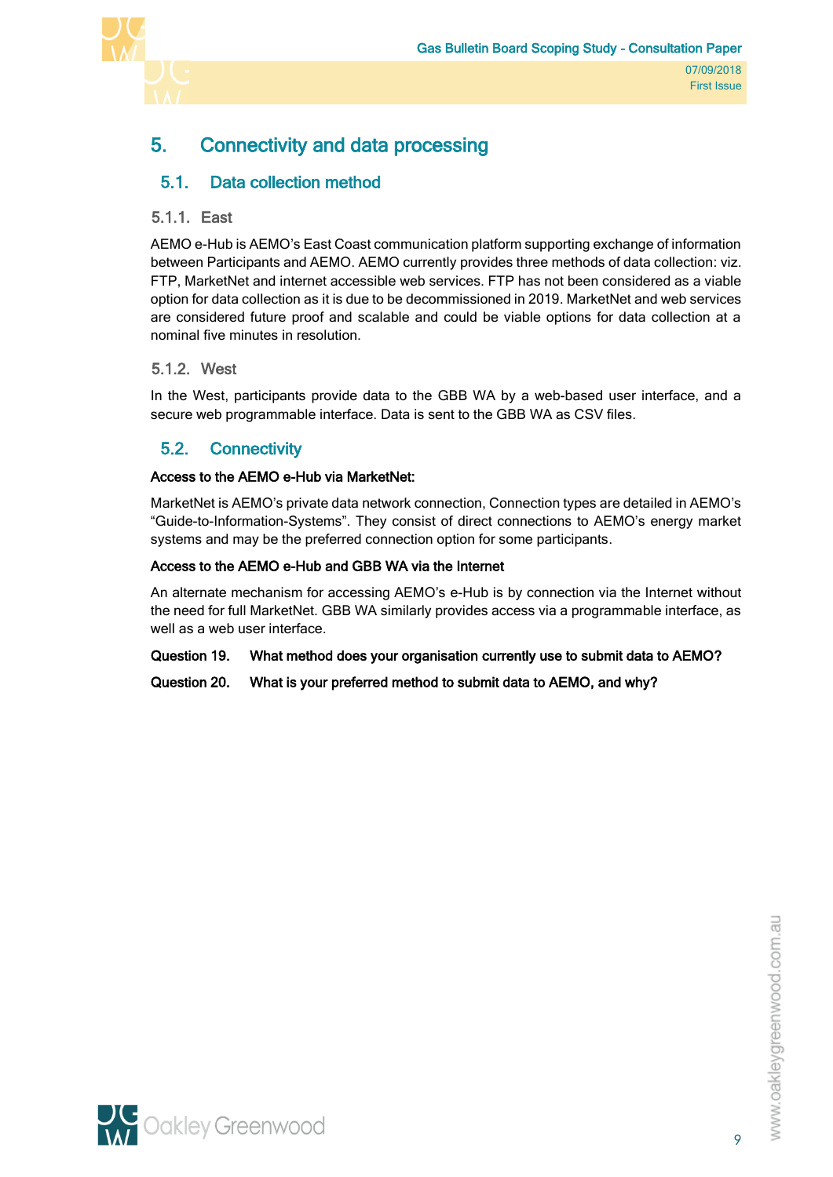# 5. Connectivity and data processing

## 5.1. Data collection method

### 5.1.1. East

AEMO e-Hub is AEMO's East Coast communication platform supporting exchange of information between Participants and AEMO. AEMO currently provides three methods of data collection: viz. FTP, MarketNet and internet accessible web services. FTP has not been considered as a viable option for data collection as it is due to be decommissioned in 2019. MarketNet and web services are considered future proof and scalable and could be viable options for data collection at a nominal five minutes in resolution.

### 5.1.2. West

In the West, participants provide data to the GBB WA by a web-based user interface, and a secure web programmable interface. Data is sent to the GBB WA as CSV files.

## 5.2. Connectivity

**Access to the AEMO e-Hub via MarketNet:**

MarketNet is AEMO's private data network connection, Connection types are detailed in AEMO's "Guide-to-Information-Systems". They consist of direct connections to AEMO's energy market systems and may be the preferred connection option for some participants.

**Access to the AEMO e-Hub and GBB WA via the Internet**

An alternate mechanism for accessing AEMO's e-Hub is by connection via the Internet without the need for full MarketNet. GBB WA similarly provides access via a programmable interface, as well as a web user interface.

**Question 19. What method does your organisation currently use to submit data to AEMO?**

**Question 20. What is your preferred method to submit data to AEMO, and why?**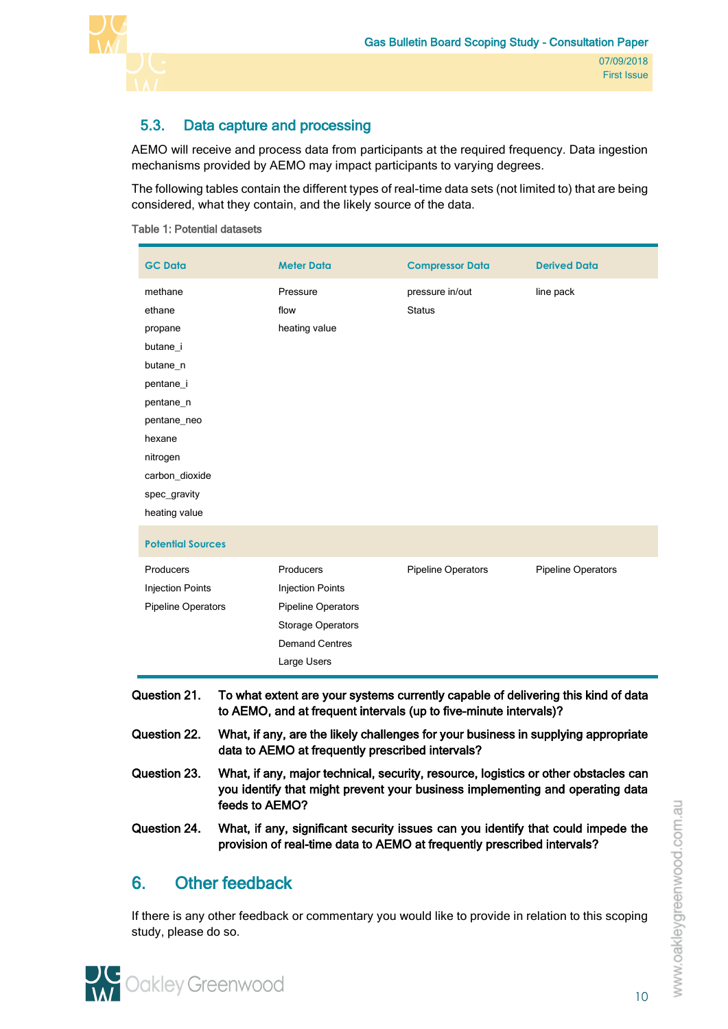## 5.3. Data capture and processing

AEMO will receive and process data from participants at the required frequency. Data ingestion mechanisms provided by AEMO may impact participants to varying degrees.

The following tables contain the different types of real-time data sets (not limited to) that are being considered, what they contain, and the likely source of the data.

Table 1: Potential datasets

| GC Data | Meter Data | Compressor Data | Derived Data |
|---|---|---|---|
| methane | Pressure | pressure in/out | line pack |
| ethane | flow | Status | |
| propane | heating value | | |
| butane_i | | | |
| butane_n | | | |
| pentane_i | | | |
| pentane_n | | | |
| pentane_neo | | | |
| hexane | | | |
| nitrogen | | | |
| carbon_dioxide | | | |
| spec_gravity | | | |
| heating value | | | |
| **Potential Sources** | | | |
| Producers | Producers | Pipeline Operators | Pipeline Operators |
| Injection Points | Injection Points | | |
| Pipeline Operators | Pipeline Operators | | |
| | Storage Operators | | |
| | Demand Centres | | |
| | Large Users | | |

**Question 21.** **To what extent are your systems currently capable of delivering this kind of data to AEMO, and at frequent intervals (up to five-minute intervals)?**

**Question 22.** **What, if any, are the likely challenges for your business in supplying appropriate data to AEMO at frequently prescribed intervals?**

**Question 23.** **What, if any, major technical, security, resource, logistics or other obstacles can you identify that might prevent your business implementing and operating data feeds to AEMO?**

**Question 24.** **What, if any, significant security issues can you identify that could impede the provision of real-time data to AEMO at frequently prescribed intervals?**

# 6. Other feedback

If there is any other feedback or commentary you would like to provide in relation to this scoping study, please do so.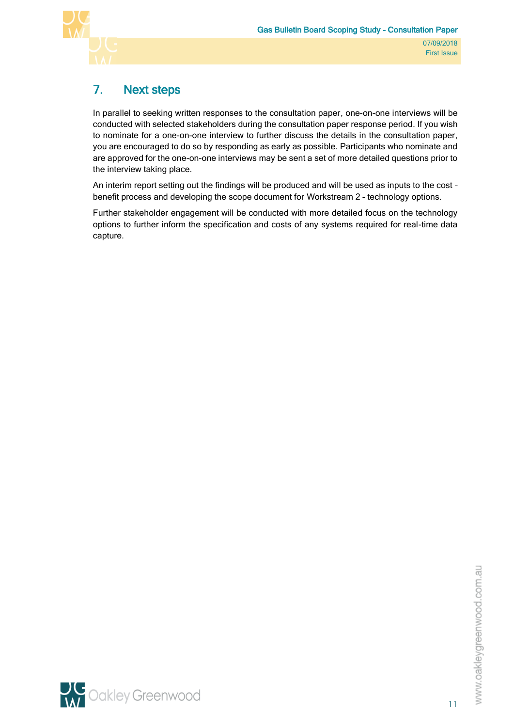## 7. Next steps

In parallel to seeking written responses to the consultation paper, one-on-one interviews will be conducted with selected stakeholders during the consultation paper response period. If you wish to nominate for a one-on-one interview to further discuss the details in the consultation paper, you are encouraged to do so by responding as early as possible. Participants who nominate and are approved for the one-on-one interviews may be sent a set of more detailed questions prior to the interview taking place.

An interim report setting out the findings will be produced and will be used as inputs to the cost – benefit process and developing the scope document for Workstream 2 – technology options.

Further stakeholder engagement will be conducted with more detailed focus on the technology options to further inform the specification and costs of any systems required for real-time data capture.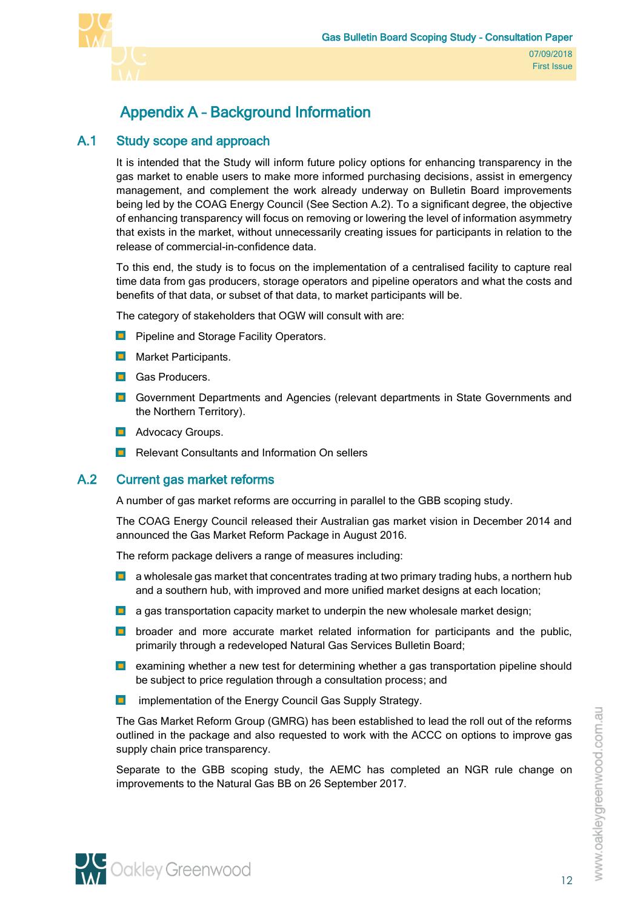# Appendix A – Background Information

## A.1 Study scope and approach

It is intended that the Study will inform future policy options for enhancing transparency in the gas market to enable users to make more informed purchasing decisions, assist in emergency management, and complement the work already underway on Bulletin Board improvements being led by the COAG Energy Council (See Section A.2). To a significant degree, the objective of enhancing transparency will focus on removing or lowering the level of information asymmetry that exists in the market, without unnecessarily creating issues for participants in relation to the release of commercial-in-confidence data.

To this end, the study is to focus on the implementation of a centralised facility to capture real time data from gas producers, storage operators and pipeline operators and what the costs and benefits of that data, or subset of that data, to market participants will be.

The category of stakeholders that OGW will consult with are:

- Pipeline and Storage Facility Operators.
- Market Participants.
- Gas Producers.
- Government Departments and Agencies (relevant departments in State Governments and the Northern Territory).
- Advocacy Groups.
- Relevant Consultants and Information On sellers

## A.2 Current gas market reforms

A number of gas market reforms are occurring in parallel to the GBB scoping study.

The COAG Energy Council released their Australian gas market vision in December 2014 and announced the Gas Market Reform Package in August 2016.

The reform package delivers a range of measures including:

- a wholesale gas market that concentrates trading at two primary trading hubs, a northern hub and a southern hub, with improved and more unified market designs at each location;
- a gas transportation capacity market to underpin the new wholesale market design;
- broader and more accurate market related information for participants and the public, primarily through a redeveloped Natural Gas Services Bulletin Board;
- examining whether a new test for determining whether a gas transportation pipeline should be subject to price regulation through a consultation process; and
- implementation of the Energy Council Gas Supply Strategy.

The Gas Market Reform Group (GMRG) has been established to lead the roll out of the reforms outlined in the package and also requested to work with the ACCC on options to improve gas supply chain price transparency.

Separate to the GBB scoping study, the AEMC has completed an NGR rule change on improvements to the Natural Gas BB on 26 September 2017.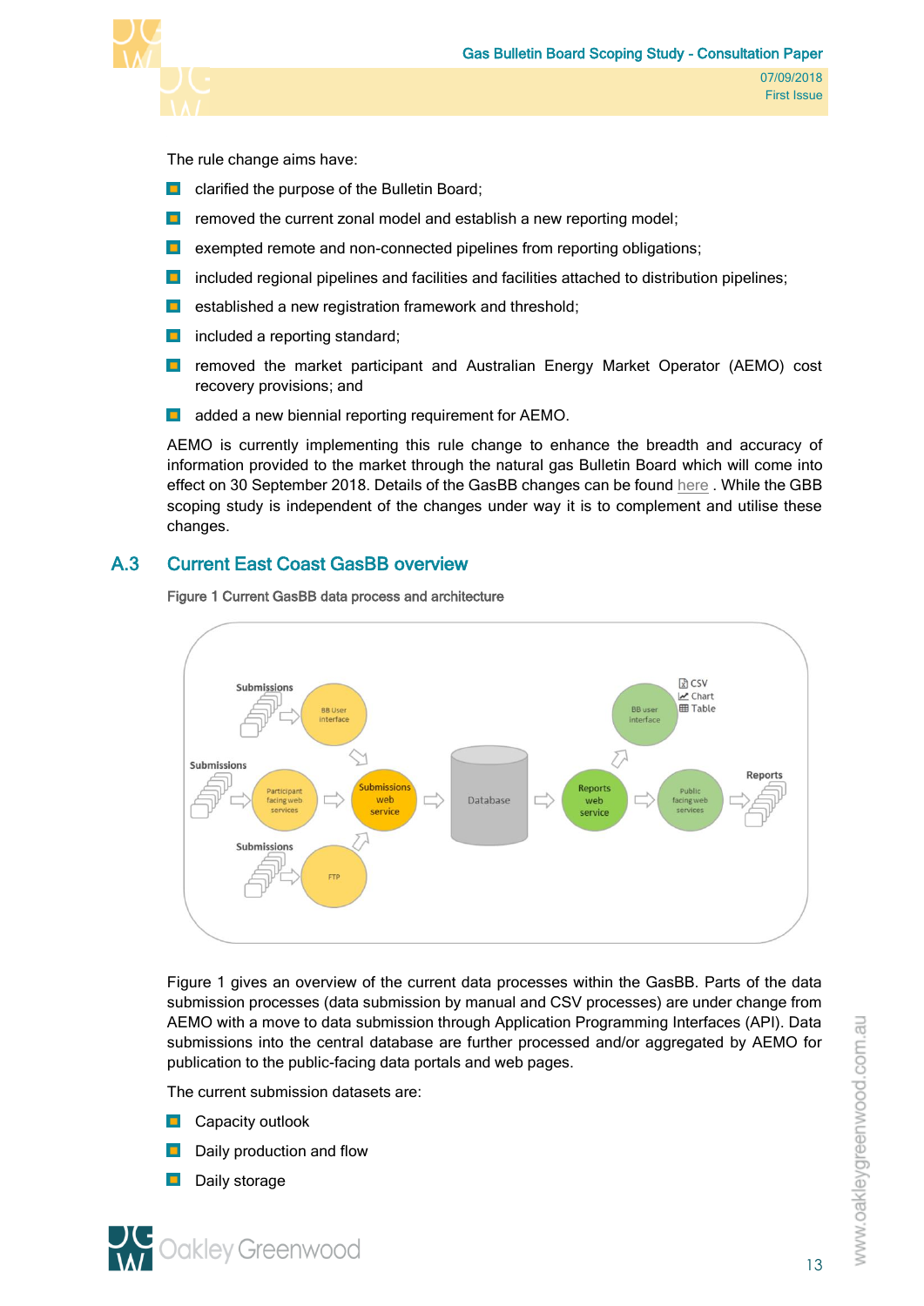The rule change aims have:

- clarified the purpose of the Bulletin Board;
- removed the current zonal model and establish a new reporting model;
- exempted remote and non-connected pipelines from reporting obligations;
- included regional pipelines and facilities and facilities attached to distribution pipelines;
- established a new registration framework and threshold;
- included a reporting standard;
- removed the market participant and Australian Energy Market Operator (AEMO) cost recovery provisions; and
- added a new biennial reporting requirement for AEMO.

AEMO is currently implementing this rule change to enhance the breadth and accuracy of information provided to the market through the natural gas Bulletin Board which will come into effect on 30 September 2018. Details of the GasBB changes can be found here . While the GBB scoping study is independent of the changes under way it is to complement and utilise these changes.

## A.3 Current East Coast GasBB overview

Figure 1 Current GasBB data process and architecture

Figure 1 gives an overview of the current data processes within the GasBB. Parts of the data submission processes (data submission by manual and CSV processes) are under change from AEMO with a move to data submission through Application Programming Interfaces (API). Data submissions into the central database are further processed and/or aggregated by AEMO for publication to the public-facing data portals and web pages.

The current submission datasets are:

- Capacity outlook
- Daily production and flow
- Daily storage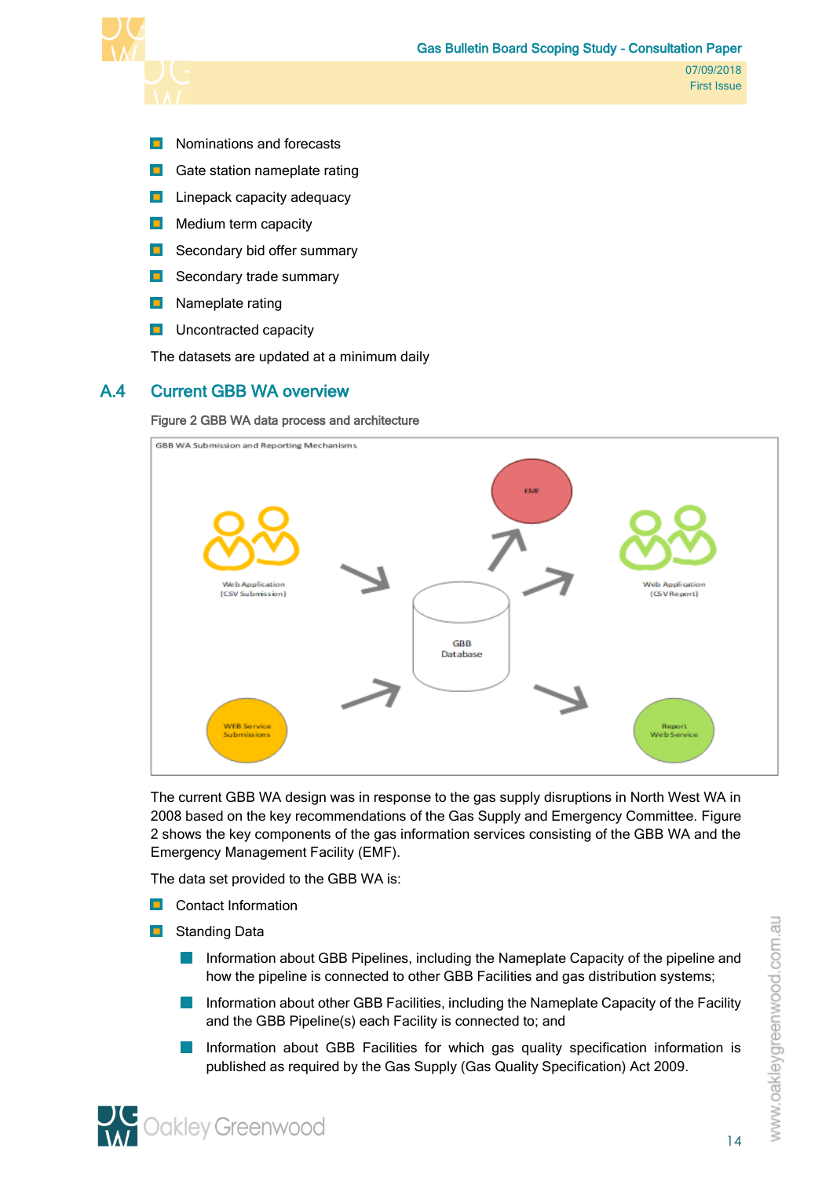- Nominations and forecasts
- Gate station nameplate rating
- Linepack capacity adequacy
- Medium term capacity
- Secondary bid offer summary
- Secondary trade summary
- Nameplate rating
- Uncontracted capacity

The datasets are updated at a minimum daily

## A.4 Current GBB WA overview

Figure 2 GBB WA data process and architecture

The current GBB WA design was in response to the gas supply disruptions in North West WA in 2008 based on the key recommendations of the Gas Supply and Emergency Committee. Figure 2 shows the key components of the gas information services consisting of the GBB WA and the Emergency Management Facility (EMF).

The data set provided to the GBB WA is:

- Contact Information
- Standing Data
  - Information about GBB Pipelines, including the Nameplate Capacity of the pipeline and how the pipeline is connected to other GBB Facilities and gas distribution systems;
  - Information about other GBB Facilities, including the Nameplate Capacity of the Facility and the GBB Pipeline(s) each Facility is connected to; and
  - Information about GBB Facilities for which gas quality specification information is published as required by the Gas Supply (Gas Quality Specification) Act 2009.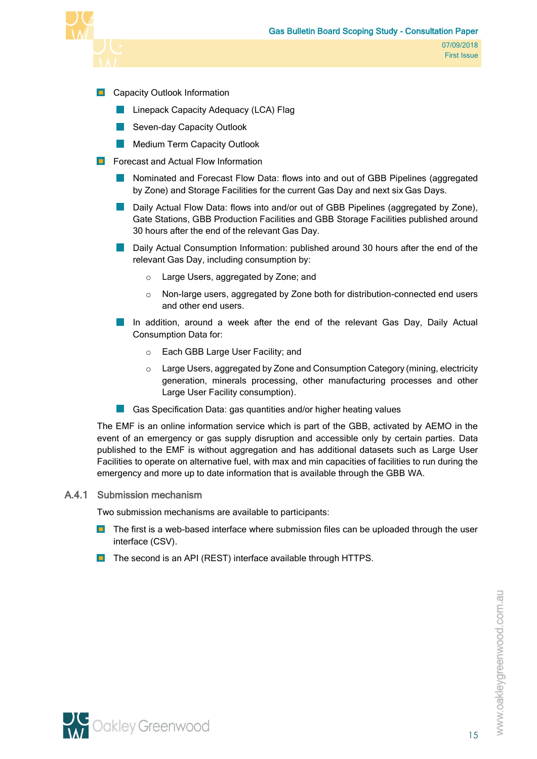- Capacity Outlook Information
  - Linepack Capacity Adequacy (LCA) Flag
  - Seven-day Capacity Outlook
  - Medium Term Capacity Outlook
- Forecast and Actual Flow Information
  - Nominated and Forecast Flow Data: flows into and out of GBB Pipelines (aggregated by Zone) and Storage Facilities for the current Gas Day and next six Gas Days.
  - Daily Actual Flow Data: flows into and/or out of GBB Pipelines (aggregated by Zone), Gate Stations, GBB Production Facilities and GBB Storage Facilities published around 30 hours after the end of the relevant Gas Day.
  - Daily Actual Consumption Information: published around 30 hours after the end of the relevant Gas Day, including consumption by:
    - Large Users, aggregated by Zone; and
    - Non-large users, aggregated by Zone both for distribution-connected end users and other end users.
  - In addition, around a week after the end of the relevant Gas Day, Daily Actual Consumption Data for:
    - Each GBB Large User Facility; and
    - Large Users, aggregated by Zone and Consumption Category (mining, electricity generation, minerals processing, other manufacturing processes and other Large User Facility consumption).
  - Gas Specification Data: gas quantities and/or higher heating values

The EMF is an online information service which is part of the GBB, activated by AEMO in the event of an emergency or gas supply disruption and accessible only by certain parties. Data published to the EMF is without aggregation and has additional datasets such as Large User Facilities to operate on alternative fuel, with max and min capacities of facilities to run during the emergency and more up to date information that is available through the GBB WA.

### A.4.1 Submission mechanism

Two submission mechanisms are available to participants:

- The first is a web-based interface where submission files can be uploaded through the user interface (CSV).
- The second is an API (REST) interface available through HTTPS.